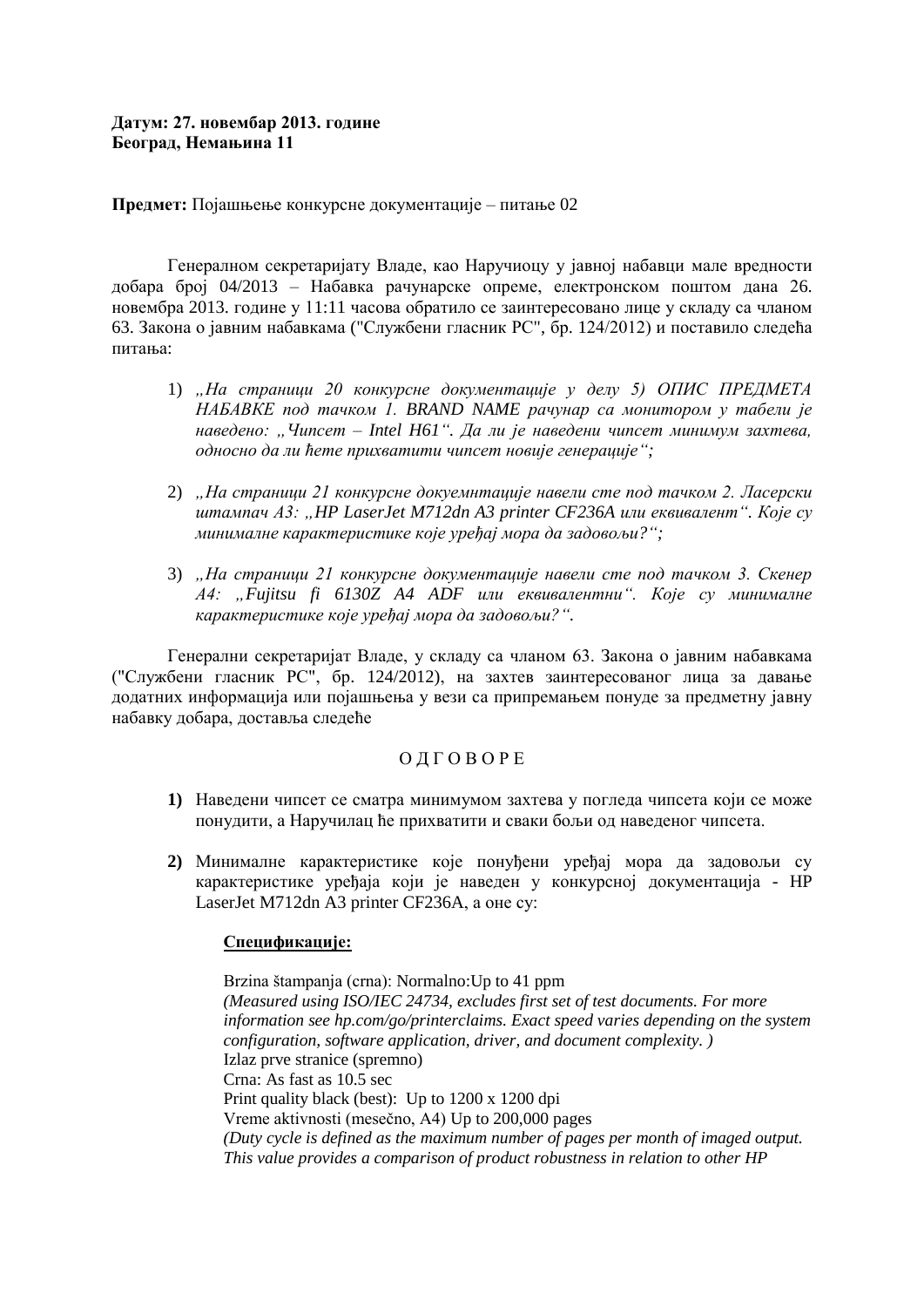**Датум: 27. новембар 2013. године**
**Београд, Немањина 11**

**Предмет:** Појашњење конкурсне документације – питање 02

Генералном секретаријату Владе, као Наручиоцу у јавној набавци мале вредности добара број 04/2013 – Набавка рачунарске опреме, електронском поштом дана 26. новембра 2013. године у 11:11 часова обратило се заинтересовано лице у складу са чланом 63. Закона о јавним набавкама ("Службени гласник РС", бр. 124/2012) и поставило следећа питања:

1) *„На страници 20 конкурсне документације у делу 5) ОПИС ПРЕДМЕТА НАБАВКЕ под тачком 1. BRAND NAME рачунар са монитором у табели је наведено: „Чипсет – Intel H61“. Да ли је наведени чипсет минимум захтева, односно да ли ћете прихватити чипсет новије генерације“;*

2) *„На страници 21 конкурсне докуемнтације навели сте под тачком 2. Ласерски штампач А3: „HP LaserJet M712dn A3 printer CF236A или еквивалент“. Које су минималне карактеристике које уређај мора да задовољи?“;*

3) *„На страници 21 конкурсне документације навели сте под тачком 3. Скенер А4: „Fujitsu fi 6130Z A4 ADF или еквивалентни“. Које су минималне карактеристике које уређај мора да задовољи?“.*

Генерални секретаријат Владе, у складу са чланом 63. Закона о јавним набавкама ("Службени гласник РС", бр. 124/2012), на захтев заинтересованог лица за давање додатних информација или појашњења у вези са припремањем понуде за предметну јавну набавку добара, доставља следеће

О Д Г О В О Р Е

**1)** Наведени чипсет се сматра минимумом захтева у погледа чипсета који се може понудити, а Наручилац ће прихватити и сваки бољи од наведеног чипсета.

**2)** Минималне карактеристике које понуђени уређај мора да задовољи су карактеристике уређаја који је наведен у конкурсној документација - HP LaserJet M712dn A3 printer CF236A, а оне су:

**<u>Спецификације:</u>**

Brzina štampanja (crna): Normalno:Up to 41 ppm
*(Measured using ISO/IEC 24734, excludes first set of test documents. For more information see hp.com/go/printerclaims. Exact speed varies depending on the system configuration, software application, driver, and document complexity. )*
Izlaz prve stranice (spremno)
Crna: As fast as 10.5 sec
Print quality black (best): Up to 1200 x 1200 dpi
Vreme aktivnosti (mesečno, A4) Up to 200,000 pages
*(Duty cycle is defined as the maximum number of pages per month of imaged output. This value provides a comparison of product robustness in relation to other HP*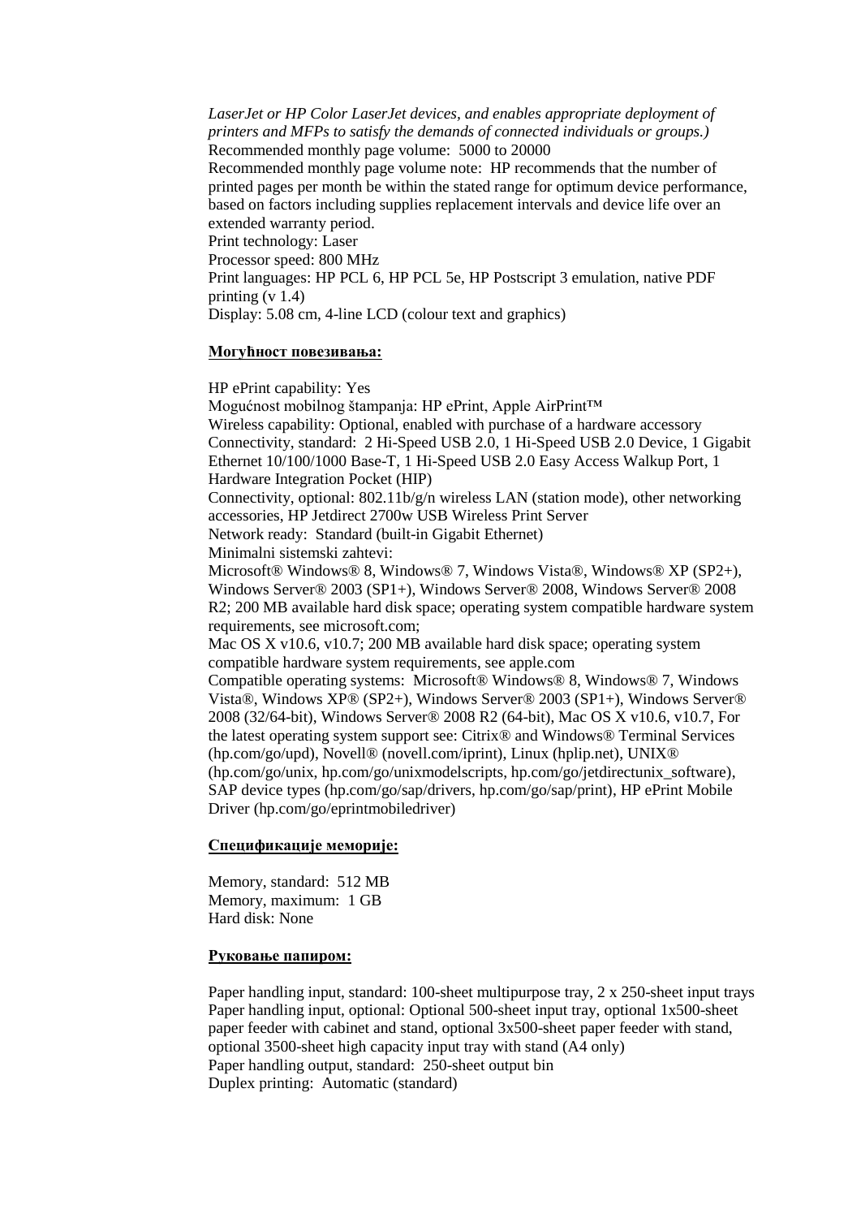*LaserJet or HP Color LaserJet devices, and enables appropriate deployment of printers and MFPs to satisfy the demands of connected individuals or groups.)*
Recommended monthly page volume: 5000 to 20000
Recommended monthly page volume note: HP recommends that the number of printed pages per month be within the stated range for optimum device performance, based on factors including supplies replacement intervals and device life over an extended warranty period.
Print technology: Laser
Processor speed: 800 MHz
Print languages: HP PCL 6, HP PCL 5e, HP Postscript 3 emulation, native PDF printing (v 1.4)
Display: 5.08 cm, 4-line LCD (colour text and graphics)

**Могућност повезивања:**

HP ePrint capability: Yes
Mogućnost mobilnog štampanja: HP ePrint, Apple AirPrint™
Wireless capability: Optional, enabled with purchase of a hardware accessory
Connectivity, standard: 2 Hi-Speed USB 2.0, 1 Hi-Speed USB 2.0 Device, 1 Gigabit Ethernet 10/100/1000 Base-T, 1 Hi-Speed USB 2.0 Easy Access Walkup Port, 1 Hardware Integration Pocket (HIP)
Connectivity, optional: 802.11b/g/n wireless LAN (station mode), other networking accessories, HP Jetdirect 2700w USB Wireless Print Server
Network ready: Standard (built-in Gigabit Ethernet)
Minimalni sistemski zahtevi:
Microsoft® Windows® 8, Windows® 7, Windows Vista®, Windows® XP (SP2+), Windows Server® 2003 (SP1+), Windows Server® 2008, Windows Server® 2008 R2; 200 MB available hard disk space; operating system compatible hardware system requirements, see microsoft.com;
Mac OS X v10.6, v10.7; 200 MB available hard disk space; operating system compatible hardware system requirements, see apple.com
Compatible operating systems: Microsoft® Windows® 8, Windows® 7, Windows Vista®, Windows XP® (SP2+), Windows Server® 2003 (SP1+), Windows Server® 2008 (32/64-bit), Windows Server® 2008 R2 (64-bit), Mac OS X v10.6, v10.7, For the latest operating system support see: Citrix® and Windows® Terminal Services (hp.com/go/upd), Novell® (novell.com/iprint), Linux (hplip.net), UNIX® (hp.com/go/unix, hp.com/go/unixmodelscripts, hp.com/go/jetdirectunix_software), SAP device types (hp.com/go/sap/drivers, hp.com/go/sap/print), HP ePrint Mobile Driver (hp.com/go/eprintmobiledriver)

**Спецификације меморије:**

Memory, standard: 512 MB
Memory, maximum: 1 GB
Hard disk: None

**Руковање папиром:**

Paper handling input, standard: 100-sheet multipurpose tray, 2 x 250-sheet input trays
Paper handling input, optional: Optional 500-sheet input tray, optional 1x500-sheet paper feeder with cabinet and stand, optional 3x500-sheet paper feeder with stand, optional 3500-sheet high capacity input tray with stand (A4 only)
Paper handling output, standard: 250-sheet output bin
Duplex printing: Automatic (standard)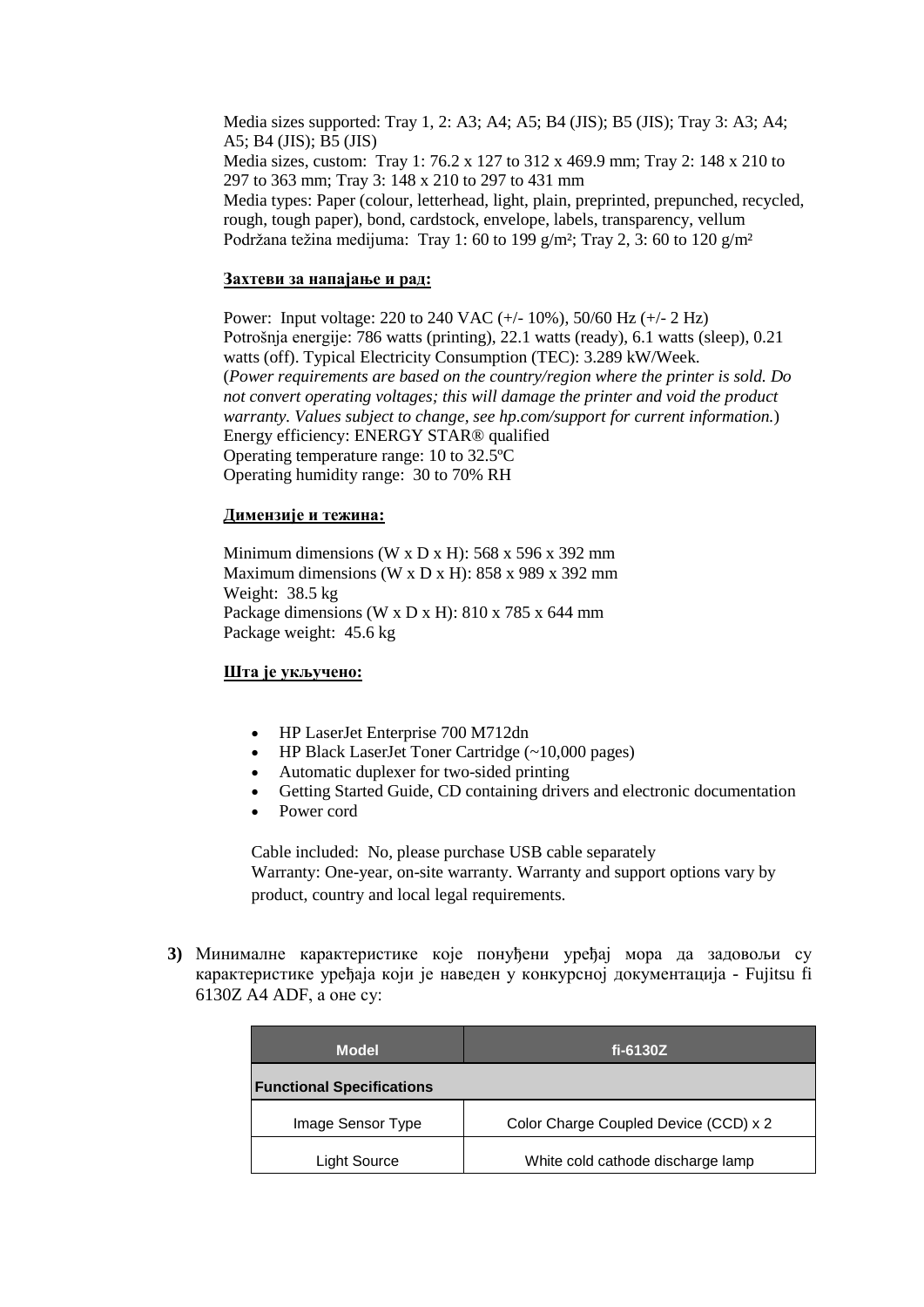Media sizes supported: Tray 1, 2: A3; A4; A5; B4 (JIS); B5 (JIS); Tray 3: A3; A4; A5; B4 (JIS); B5 (JIS)
Media sizes, custom: Tray 1: 76.2 x 127 to 312 x 469.9 mm; Tray 2: 148 x 210 to 297 to 363 mm; Tray 3: 148 x 210 to 297 to 431 mm
Media types: Paper (colour, letterhead, light, plain, preprinted, prepunched, recycled, rough, tough paper), bond, cardstock, envelope, labels, transparency, vellum
Podržana težina medijuma: Tray 1: 60 to 199 g/m²; Tray 2, 3: 60 to 120 g/m²

**Захтеви за напајање и рад:**

Power: Input voltage: 220 to 240 VAC (+/- 10%), 50/60 Hz (+/- 2 Hz)
Potrošnja energije: 786 watts (printing), 22.1 watts (ready), 6.1 watts (sleep), 0.21 watts (off). Typical Electricity Consumption (TEC): 3.289 kW/Week.
(*Power requirements are based on the country/region where the printer is sold. Do not convert operating voltages; this will damage the printer and void the product warranty. Values subject to change, see hp.com/support for current information.*)
Energy efficiency: ENERGY STAR® qualified
Operating temperature range: 10 to 32.5ºC
Operating humidity range: 30 to 70% RH

**Димензије и тежина:**

Minimum dimensions (W x D x H): 568 x 596 x 392 mm
Maximum dimensions (W x D x H): 858 x 989 x 392 mm
Weight: 38.5 kg
Package dimensions (W x D x H): 810 x 785 x 644 mm
Package weight: 45.6 kg

**Шта је укључено:**

- HP LaserJet Enterprise 700 M712dn
- HP Black LaserJet Toner Cartridge (~10,000 pages)
- Automatic duplexer for two-sided printing
- Getting Started Guide, CD containing drivers and electronic documentation
- Power cord

Cable included: No, please purchase USB cable separately
Warranty: One-year, on-site warranty. Warranty and support options vary by product, country and local legal requirements.

**3)** Минималне карактеристике које понуђени уређај мора да задовољи су карактеристике уређаја који је наведен у конкурсној документација - Fujitsu fi 6130Z A4 ADF, а оне су:

| Model | fi-6130Z |
|---|---|
| **Functional Specifications** | |
| Image Sensor Type | Color Charge Coupled Device (CCD) x 2 |
| Light Source | White cold cathode discharge lamp |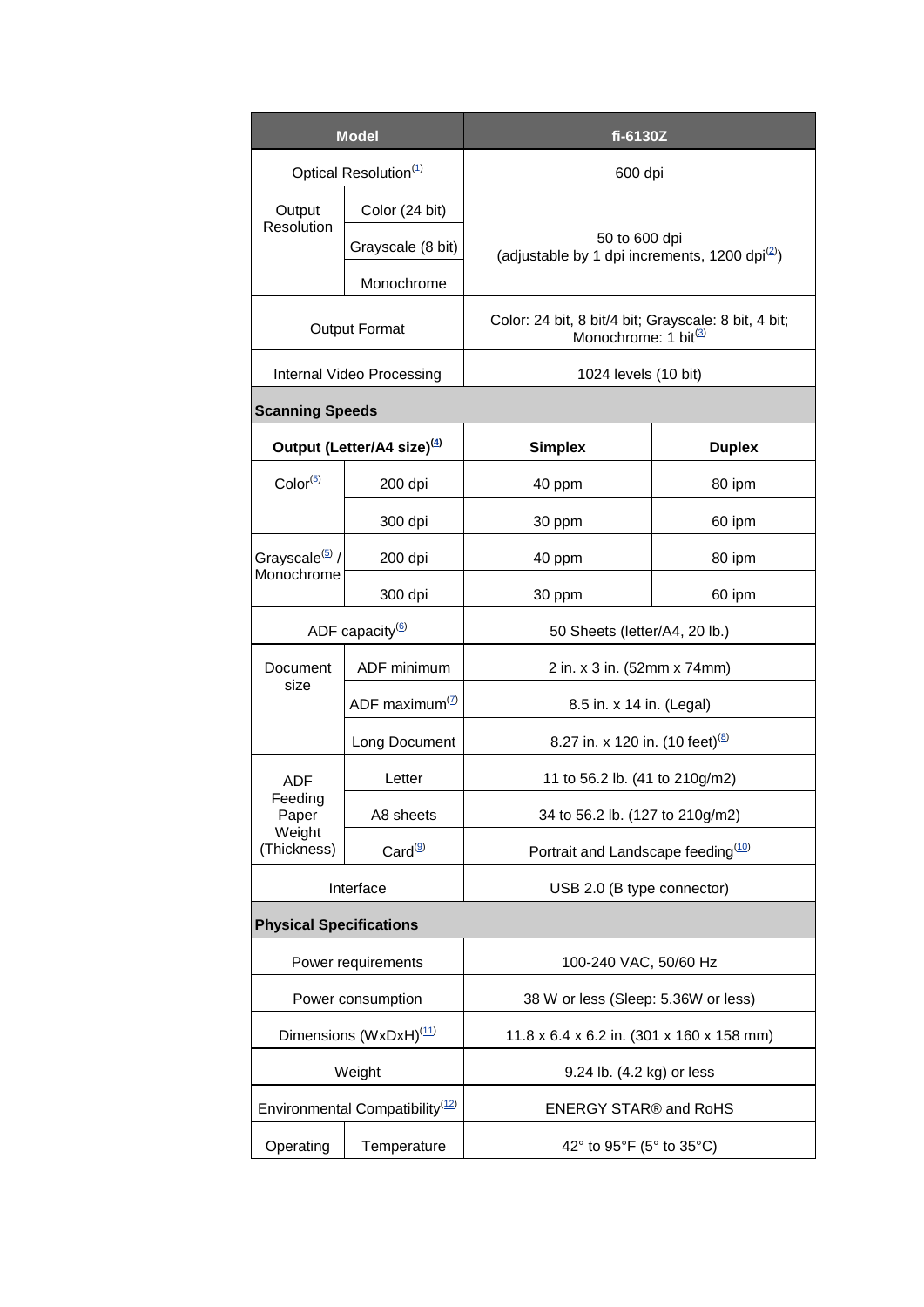| Model | | fi-6130Z | |
|---|---|---|---|
| Optical Resolution[1] | | 600 dpi | |
| Output Resolution | Color (24 bit) | 50 to 600 dpi (adjustable by 1 dpi increments, 1200 dpi[2]) | |
| | Grayscale (8 bit) | | |
| | Monochrome | | |
| Output Format | | Color: 24 bit, 8 bit/4 bit; Grayscale: 8 bit, 4 bit; Monochrome: 1 bit[3] | |
| Internal Video Processing | | 1024 levels (10 bit) | |
| **Scanning Speeds** | | | |
| **Output (Letter/A4 size)[4]** | | **Simplex** | **Duplex** |
| Color[5] | 200 dpi | 40 ppm | 80 ipm |
| | 300 dpi | 30 ppm | 60 ipm |
| Grayscale[5] / Monochrome | 200 dpi | 40 ppm | 80 ipm |
| | 300 dpi | 30 ppm | 60 ipm |
| ADF capacity[6] | | 50 Sheets (letter/A4, 20 lb.) | |
| Document size | ADF minimum | 2 in. x 3 in. (52mm x 74mm) | |
| | ADF maximum[7] | 8.5 in. x 14 in. (Legal) | |
| | Long Document | 8.27 in. x 120 in. (10 feet)[8] | |
| ADF Feeding Paper Weight (Thickness) | Letter | 11 to 56.2 lb. (41 to 210g/m2) | |
| | A8 sheets | 34 to 56.2 lb. (127 to 210g/m2) | |
| | Card[9] | Portrait and Landscape feeding[10] | |
| Interface | | USB 2.0 (B type connector) | |
| **Physical Specifications** | | | |
| Power requirements | | 100-240 VAC, 50/60 Hz | |
| Power consumption | | 38 W or less (Sleep: 5.36W or less) | |
| Dimensions (WxDxH)[11] | | 11.8 x 6.4 x 6.2 in. (301 x 160 x 158 mm) | |
| Weight | | 9.24 lb. (4.2 kg) or less | |
| Environmental Compatibility[12] | | ENERGY STAR® and RoHS | |
| Operating | Temperature | 42° to 95°F (5° to 35°C) | |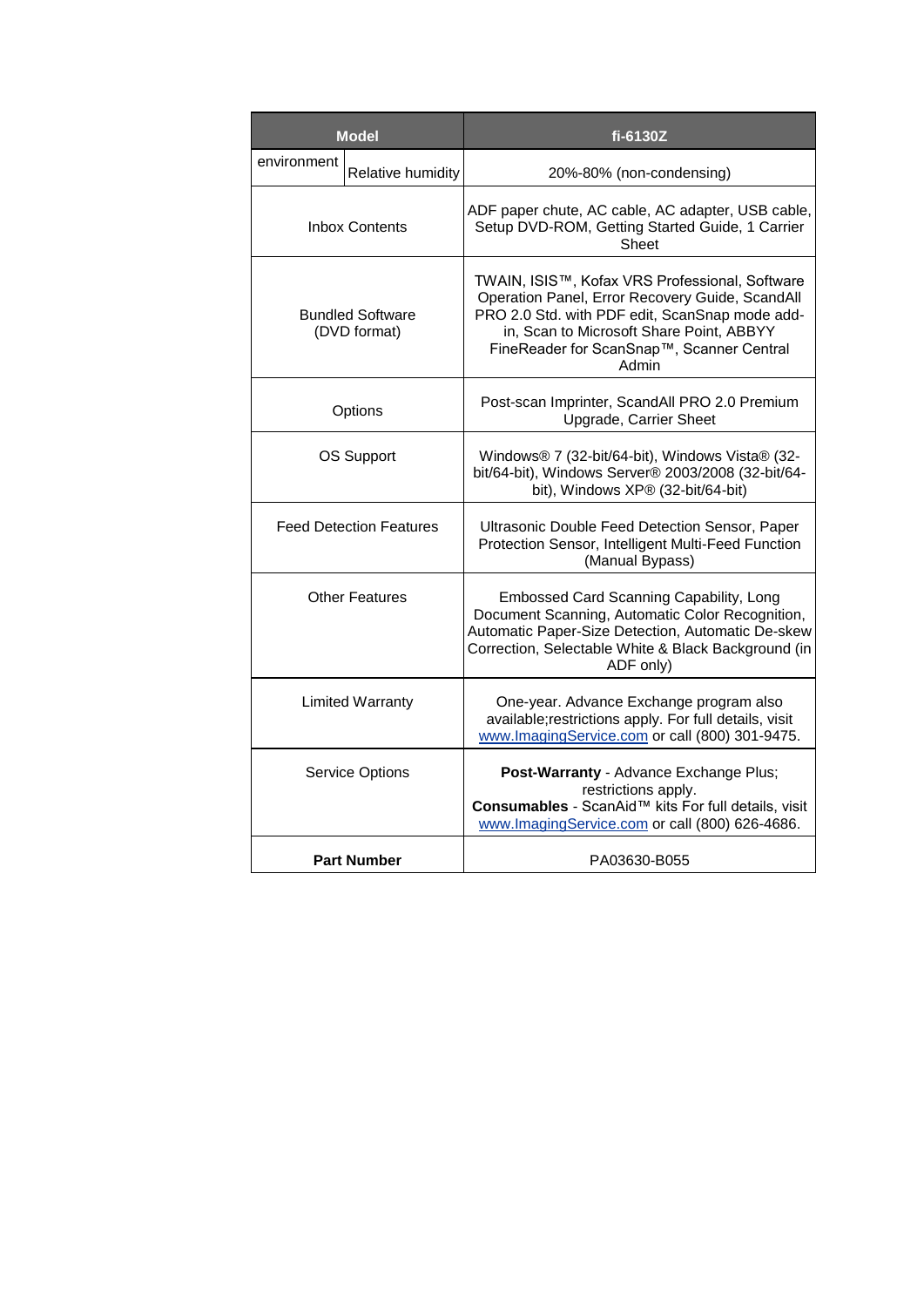| Model | | fi-6130Z |
|---|---|---|
| environment | Relative humidity | 20%-80% (non-condensing) |
| Inbox Contents | | ADF paper chute, AC cable, AC adapter, USB cable, Setup DVD-ROM, Getting Started Guide, 1 Carrier Sheet |
| Bundled Software (DVD format) | | TWAIN, ISIS™, Kofax VRS Professional, Software Operation Panel, Error Recovery Guide, ScandAll PRO 2.0 Std. with PDF edit, ScanSnap mode add-in, Scan to Microsoft Share Point, ABBYY FineReader for ScanSnap™, Scanner Central Admin |
| Options | | Post-scan Imprinter, ScandAll PRO 2.0 Premium Upgrade, Carrier Sheet |
| OS Support | | Windows® 7 (32-bit/64-bit), Windows Vista® (32-bit/64-bit), Windows Server® 2003/2008 (32-bit/64-bit), Windows XP® (32-bit/64-bit) |
| Feed Detection Features | | Ultrasonic Double Feed Detection Sensor, Paper Protection Sensor, Intelligent Multi-Feed Function (Manual Bypass) |
| Other Features | | Embossed Card Scanning Capability, Long Document Scanning, Automatic Color Recognition, Automatic Paper-Size Detection, Automatic De-skew Correction, Selectable White & Black Background (in ADF only) |
| Limited Warranty | | One-year. Advance Exchange program also available;restrictions apply. For full details, visit www.ImagingService.com or call (800) 301-9475. |
| Service Options | | **Post-Warranty** - Advance Exchange Plus; restrictions apply. **Consumables** - ScanAid™ kits For full details, visit www.ImagingService.com or call (800) 626-4686. |
| **Part Number** | | PA03630-B055 |